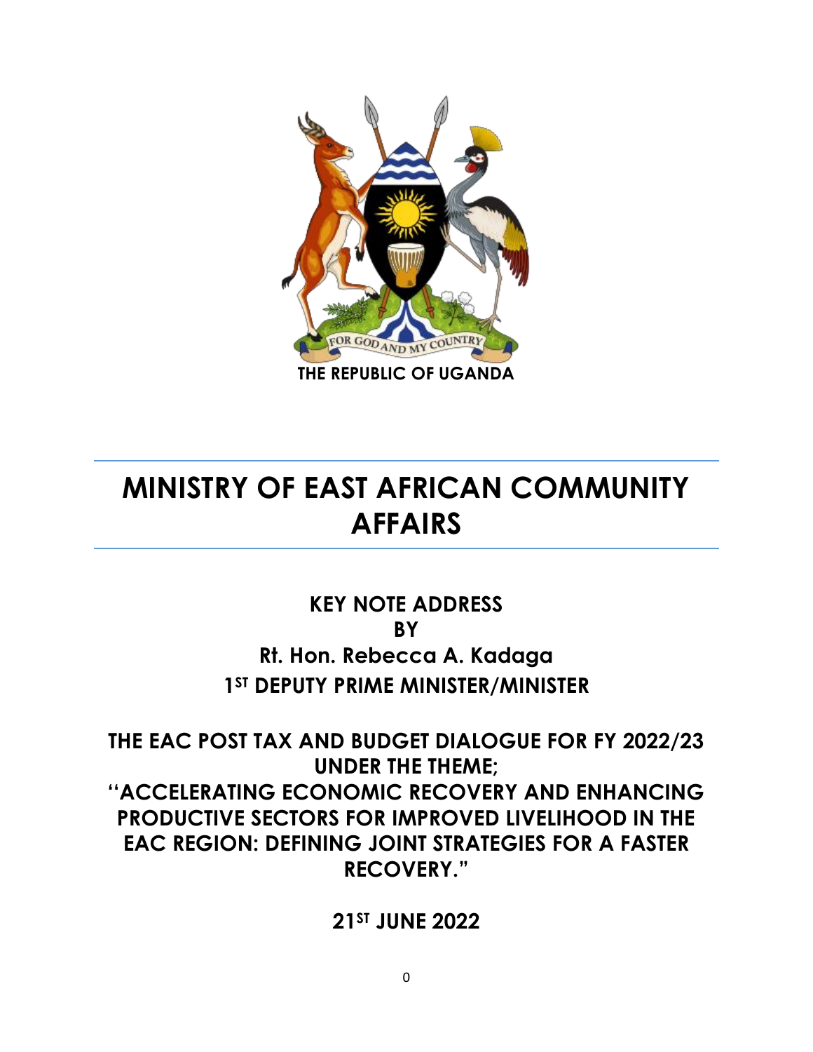FOR GOD AND MY COUNTRY

THE REPUBLIC OF UGANDA

# MINISTRY OF EAST AFRICAN COMMUNITY AFFAIRS

## KEY NOTE ADDRESS

**BY**

**Rt. Hon. Rebecca A. Kadaga**

**1ST DEPUTY PRIME MINISTER/MINISTER**

## THE EAC POST TAX AND BUDGET DIALOGUE FOR FY 2022/23 UNDER THE THEME; "ACCELERATING ECONOMIC RECOVERY AND ENHANCING PRODUCTIVE SECTORS FOR IMPROVED LIVELIHOOD IN THE EAC REGION: DEFINING JOINT STRATEGIES FOR A FASTER RECOVERY."

**21ST JUNE 2022**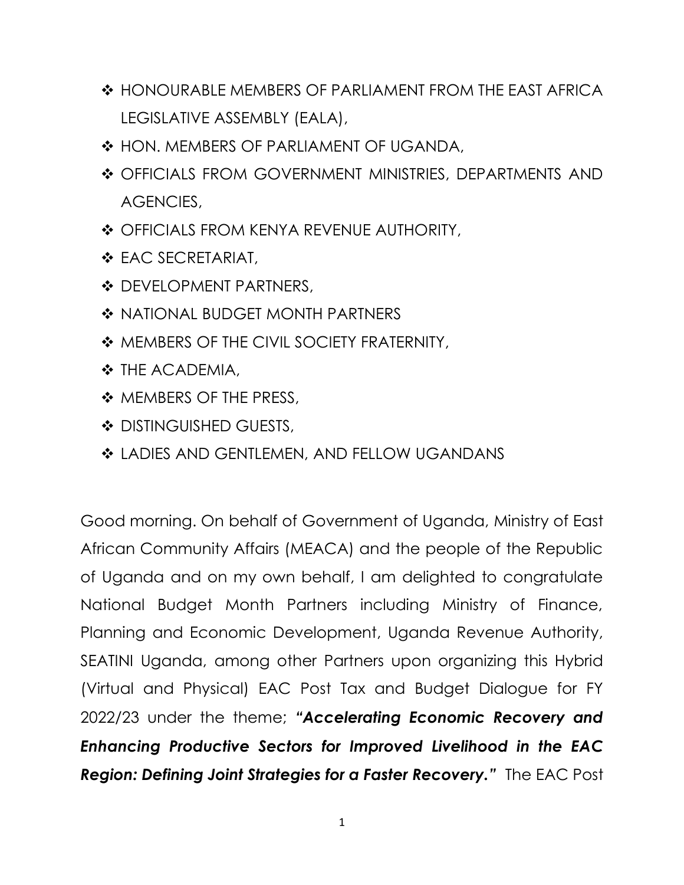- HONOURABLE MEMBERS OF PARLIAMENT FROM THE EAST AFRICA LEGISLATIVE ASSEMBLY (EALA),
- HON. MEMBERS OF PARLIAMENT OF UGANDA,
- OFFICIALS FROM GOVERNMENT MINISTRIES, DEPARTMENTS AND AGENCIES,
- OFFICIALS FROM KENYA REVENUE AUTHORITY,
- EAC SECRETARIAT,
- DEVELOPMENT PARTNERS,
- NATIONAL BUDGET MONTH PARTNERS
- MEMBERS OF THE CIVIL SOCIETY FRATERNITY,
- THE ACADEMIA,
- MEMBERS OF THE PRESS,
- DISTINGUISHED GUESTS,
- LADIES AND GENTLEMEN, AND FELLOW UGANDANS

Good morning. On behalf of Government of Uganda, Ministry of East African Community Affairs (MEACA) and the people of the Republic of Uganda and on my own behalf, I am delighted to congratulate National Budget Month Partners including Ministry of Finance, Planning and Economic Development, Uganda Revenue Authority, SEATINI Uganda, among other Partners upon organizing this Hybrid (Virtual and Physical) EAC Post Tax and Budget Dialogue for FY 2022/23 under the theme; ***"Accelerating Economic Recovery and Enhancing Productive Sectors for Improved Livelihood in the EAC Region: Defining Joint Strategies for a Faster Recovery."*** The EAC Post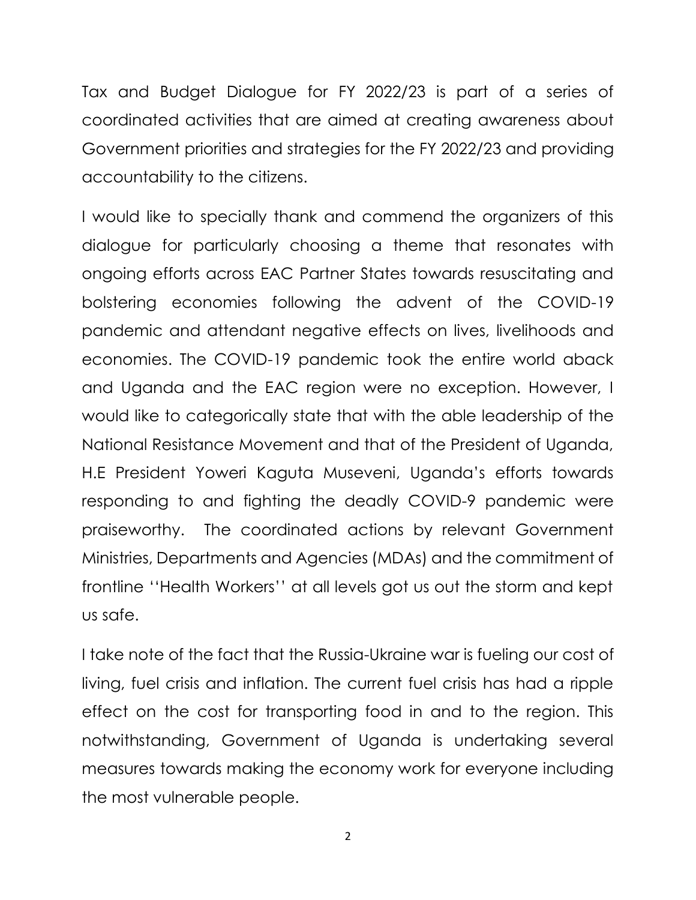Tax and Budget Dialogue for FY 2022/23 is part of a series of coordinated activities that are aimed at creating awareness about Government priorities and strategies for the FY 2022/23 and providing accountability to the citizens.

I would like to specially thank and commend the organizers of this dialogue for particularly choosing a theme that resonates with ongoing efforts across EAC Partner States towards resuscitating and bolstering economies following the advent of the COVID-19 pandemic and attendant negative effects on lives, livelihoods and economies. The COVID-19 pandemic took the entire world aback and Uganda and the EAC region were no exception. However, I would like to categorically state that with the able leadership of the National Resistance Movement and that of the President of Uganda, H.E President Yoweri Kaguta Museveni, Uganda's efforts towards responding to and fighting the deadly COVID-9 pandemic were praiseworthy. The coordinated actions by relevant Government Ministries, Departments and Agencies (MDAs) and the commitment of frontline ''Health Workers'' at all levels got us out the storm and kept us safe.

I take note of the fact that the Russia-Ukraine war is fueling our cost of living, fuel crisis and inflation. The current fuel crisis has had a ripple effect on the cost for transporting food in and to the region. This notwithstanding, Government of Uganda is undertaking several measures towards making the economy work for everyone including the most vulnerable people.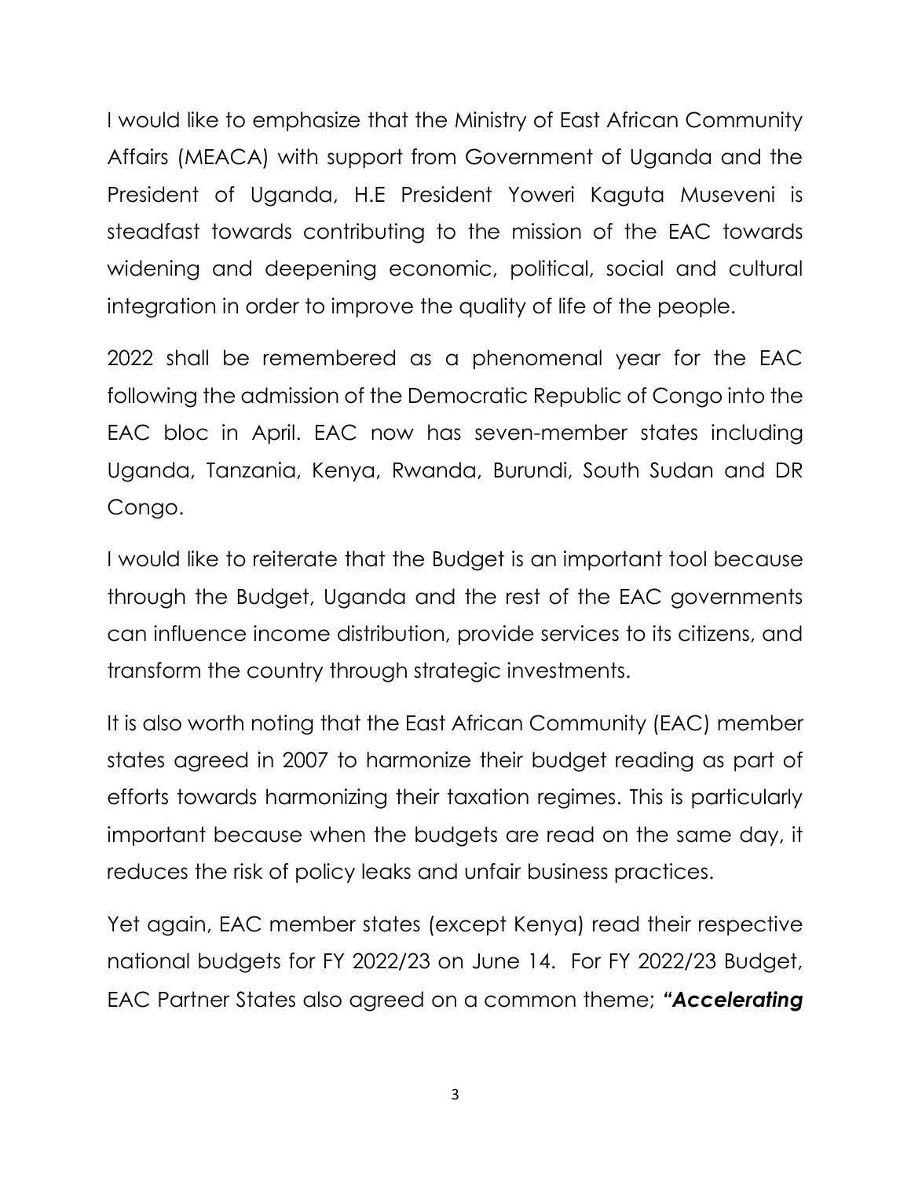I would like to emphasize that the Ministry of East African Community Affairs (MEACA) with support from Government of Uganda and the President of Uganda, H.E President Yoweri Kaguta Museveni is steadfast towards contributing to the mission of the EAC towards widening and deepening economic, political, social and cultural integration in order to improve the quality of life of the people.

2022 shall be remembered as a phenomenal year for the EAC following the admission of the Democratic Republic of Congo into the EAC bloc in April. EAC now has seven-member states including Uganda, Tanzania, Kenya, Rwanda, Burundi, South Sudan and DR Congo.

I would like to reiterate that the Budget is an important tool because through the Budget, Uganda and the rest of the EAC governments can influence income distribution, provide services to its citizens, and transform the country through strategic investments.

It is also worth noting that the East African Community (EAC) member states agreed in 2007 to harmonize their budget reading as part of efforts towards harmonizing their taxation regimes. This is particularly important because when the budgets are read on the same day, it reduces the risk of policy leaks and unfair business practices.

Yet again, EAC member states (except Kenya) read their respective national budgets for FY 2022/23 on June 14. For FY 2022/23 Budget, EAC Partner States also agreed on a common theme; ***"Accelerating***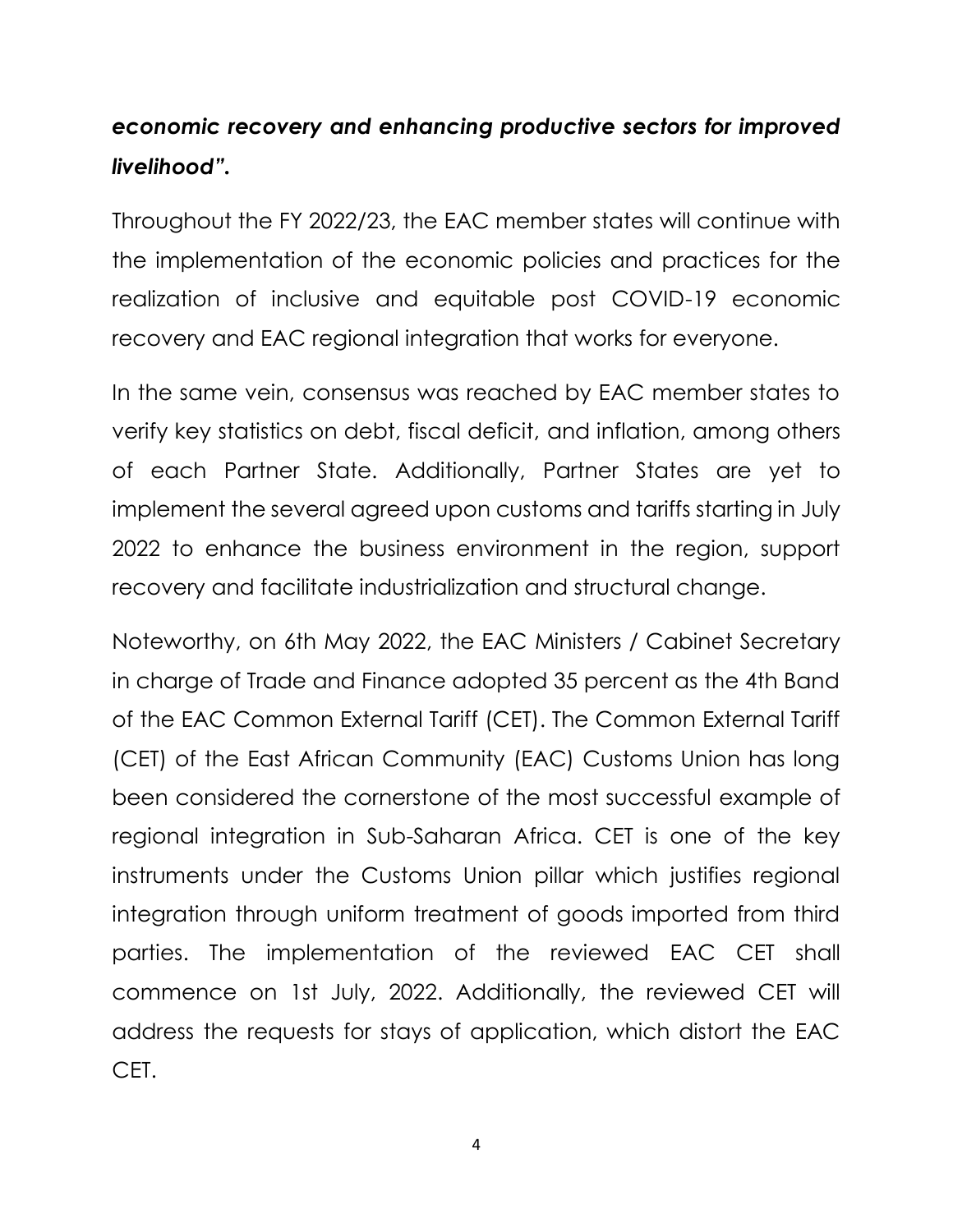***economic recovery and enhancing productive sectors for improved livelihood".***

Throughout the FY 2022/23, the EAC member states will continue with the implementation of the economic policies and practices for the realization of inclusive and equitable post COVID-19 economic recovery and EAC regional integration that works for everyone.

In the same vein, consensus was reached by EAC member states to verify key statistics on debt, fiscal deficit, and inflation, among others of each Partner State. Additionally, Partner States are yet to implement the several agreed upon customs and tariffs starting in July 2022 to enhance the business environment in the region, support recovery and facilitate industrialization and structural change.

Noteworthy, on 6th May 2022, the EAC Ministers / Cabinet Secretary in charge of Trade and Finance adopted 35 percent as the 4th Band of the EAC Common External Tariff (CET). The Common External Tariff (CET) of the East African Community (EAC) Customs Union has long been considered the cornerstone of the most successful example of regional integration in Sub-Saharan Africa. CET is one of the key instruments under the Customs Union pillar which justifies regional integration through uniform treatment of goods imported from third parties. The implementation of the reviewed EAC CET shall commence on 1st July, 2022. Additionally, the reviewed CET will address the requests for stays of application, which distort the EAC CET.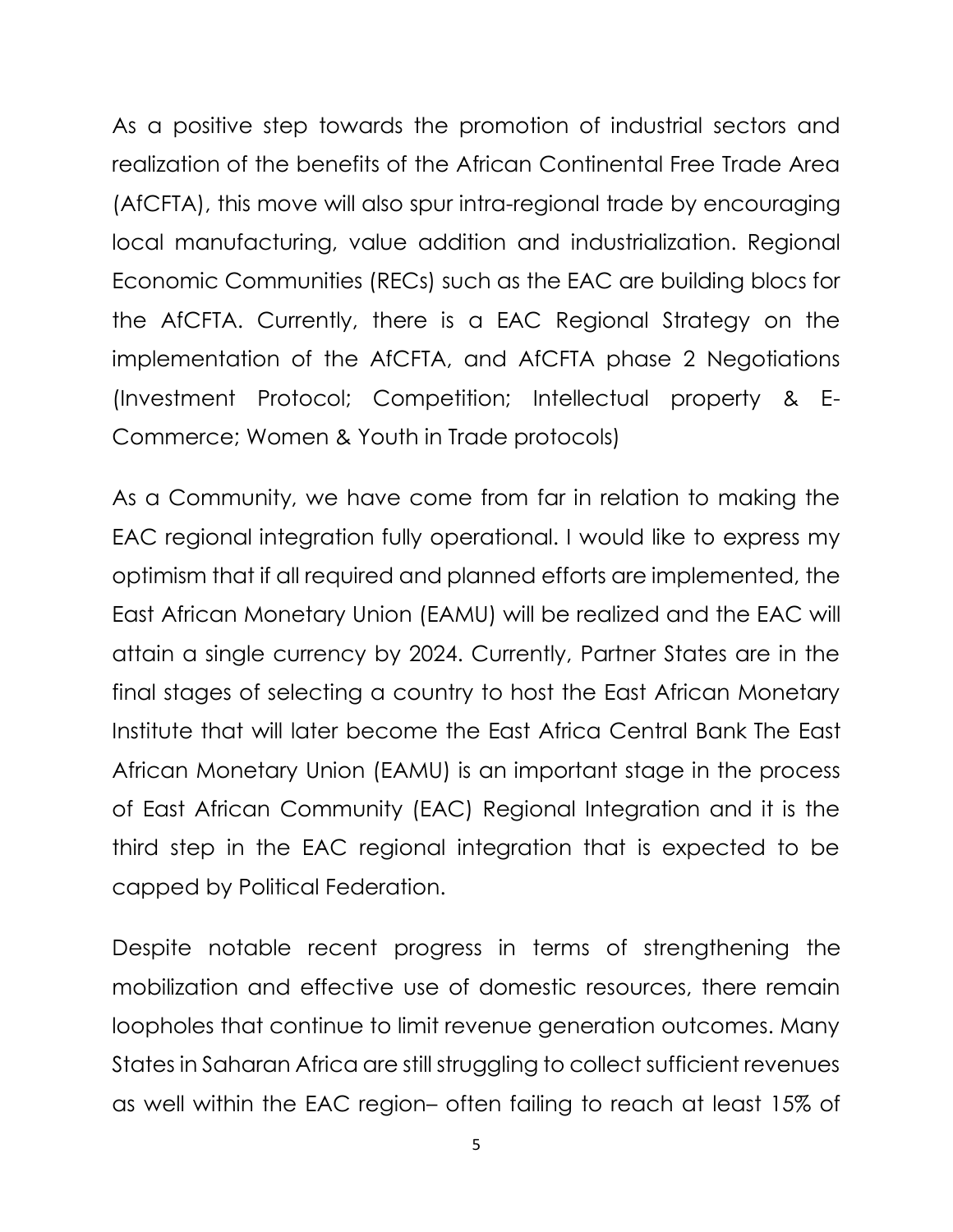As a positive step towards the promotion of industrial sectors and realization of the benefits of the African Continental Free Trade Area (AfCFTA), this move will also spur intra-regional trade by encouraging local manufacturing, value addition and industrialization. Regional Economic Communities (RECs) such as the EAC are building blocs for the AfCFTA. Currently, there is a EAC Regional Strategy on the implementation of the AfCFTA, and AfCFTA phase 2 Negotiations (Investment Protocol; Competition; Intellectual property & E-Commerce; Women & Youth in Trade protocols)

As a Community, we have come from far in relation to making the EAC regional integration fully operational. I would like to express my optimism that if all required and planned efforts are implemented, the East African Monetary Union (EAMU) will be realized and the EAC will attain a single currency by 2024. Currently, Partner States are in the final stages of selecting a country to host the East African Monetary Institute that will later become the East Africa Central Bank The East African Monetary Union (EAMU) is an important stage in the process of East African Community (EAC) Regional Integration and it is the third step in the EAC regional integration that is expected to be capped by Political Federation.

Despite notable recent progress in terms of strengthening the mobilization and effective use of domestic resources, there remain loopholes that continue to limit revenue generation outcomes. Many States in Saharan Africa are still struggling to collect sufficient revenues as well within the EAC region– often failing to reach at least 15% of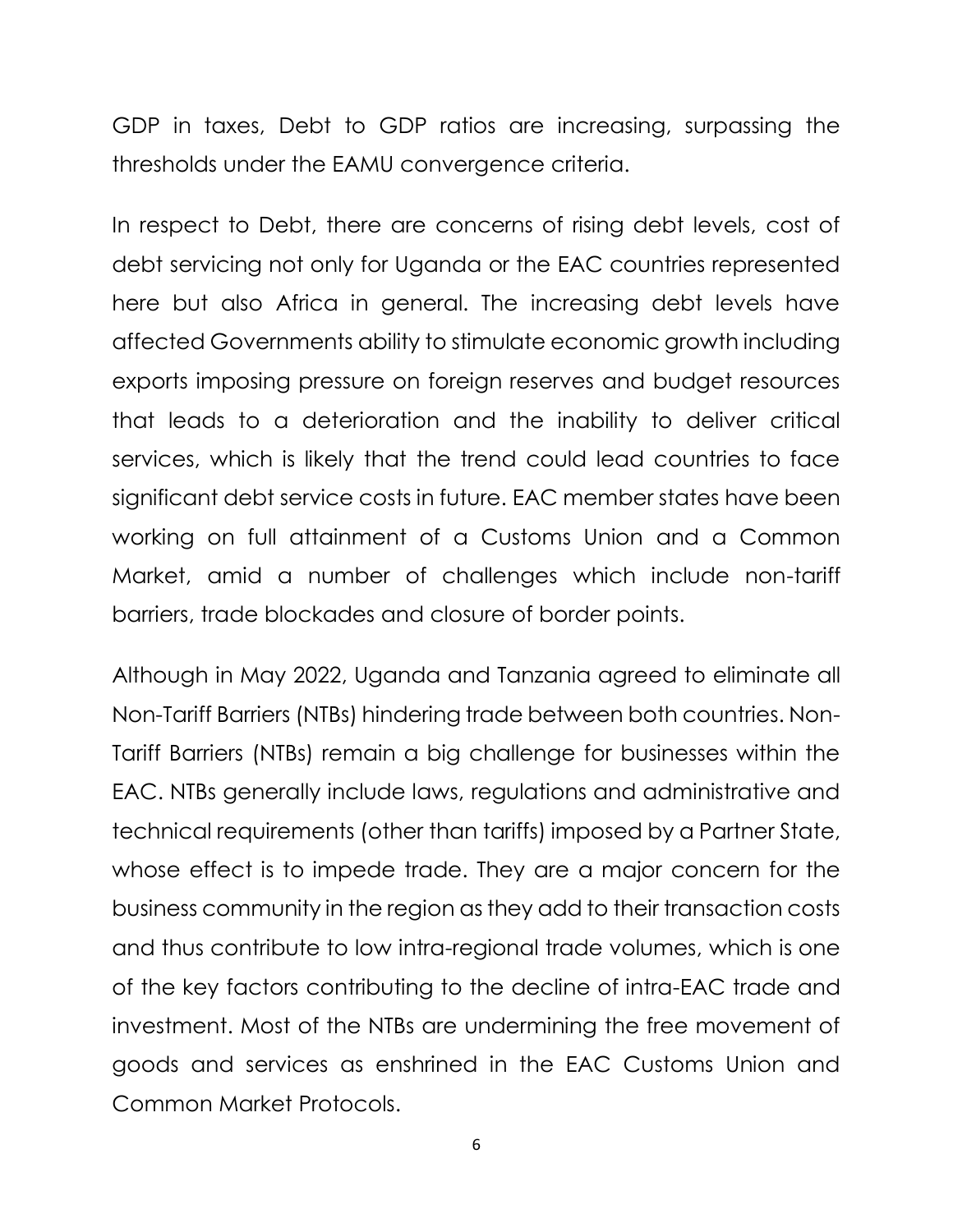GDP in taxes, Debt to GDP ratios are increasing, surpassing the thresholds under the EAMU convergence criteria.

In respect to Debt, there are concerns of rising debt levels, cost of debt servicing not only for Uganda or the EAC countries represented here but also Africa in general. The increasing debt levels have affected Governments ability to stimulate economic growth including exports imposing pressure on foreign reserves and budget resources that leads to a deterioration and the inability to deliver critical services, which is likely that the trend could lead countries to face significant debt service costs in future. EAC member states have been working on full attainment of a Customs Union and a Common Market, amid a number of challenges which include non-tariff barriers, trade blockades and closure of border points.

Although in May 2022, Uganda and Tanzania agreed to eliminate all Non-Tariff Barriers (NTBs) hindering trade between both countries. Non-Tariff Barriers (NTBs) remain a big challenge for businesses within the EAC. NTBs generally include laws, regulations and administrative and technical requirements (other than tariffs) imposed by a Partner State, whose effect is to impede trade. They are a major concern for the business community in the region as they add to their transaction costs and thus contribute to low intra-regional trade volumes, which is one of the key factors contributing to the decline of intra-EAC trade and investment. Most of the NTBs are undermining the free movement of goods and services as enshrined in the EAC Customs Union and Common Market Protocols.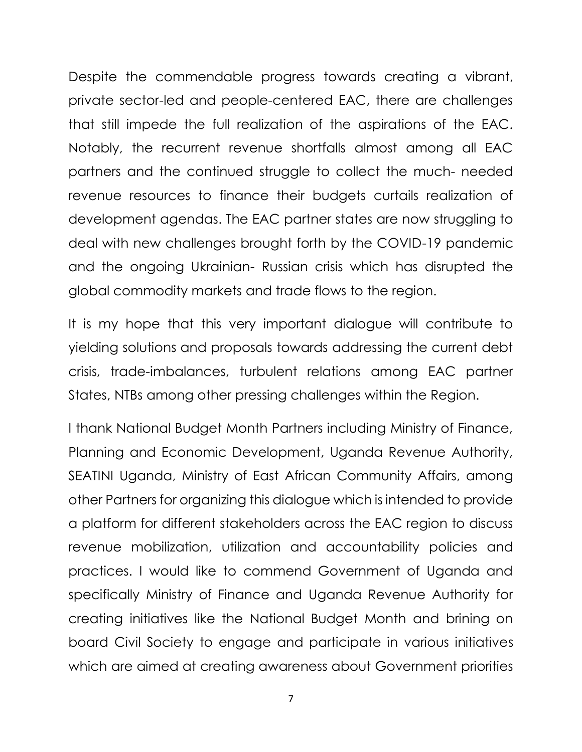Despite the commendable progress towards creating a vibrant, private sector-led and people-centered EAC, there are challenges that still impede the full realization of the aspirations of the EAC. Notably, the recurrent revenue shortfalls almost among all EAC partners and the continued struggle to collect the much- needed revenue resources to finance their budgets curtails realization of development agendas. The EAC partner states are now struggling to deal with new challenges brought forth by the COVID-19 pandemic and the ongoing Ukrainian- Russian crisis which has disrupted the global commodity markets and trade flows to the region.

It is my hope that this very important dialogue will contribute to yielding solutions and proposals towards addressing the current debt crisis, trade-imbalances, turbulent relations among EAC partner States, NTBs among other pressing challenges within the Region.

I thank National Budget Month Partners including Ministry of Finance, Planning and Economic Development, Uganda Revenue Authority, SEATINI Uganda, Ministry of East African Community Affairs, among other Partners for organizing this dialogue which is intended to provide a platform for different stakeholders across the EAC region to discuss revenue mobilization, utilization and accountability policies and practices. I would like to commend Government of Uganda and specifically Ministry of Finance and Uganda Revenue Authority for creating initiatives like the National Budget Month and brining on board Civil Society to engage and participate in various initiatives which are aimed at creating awareness about Government priorities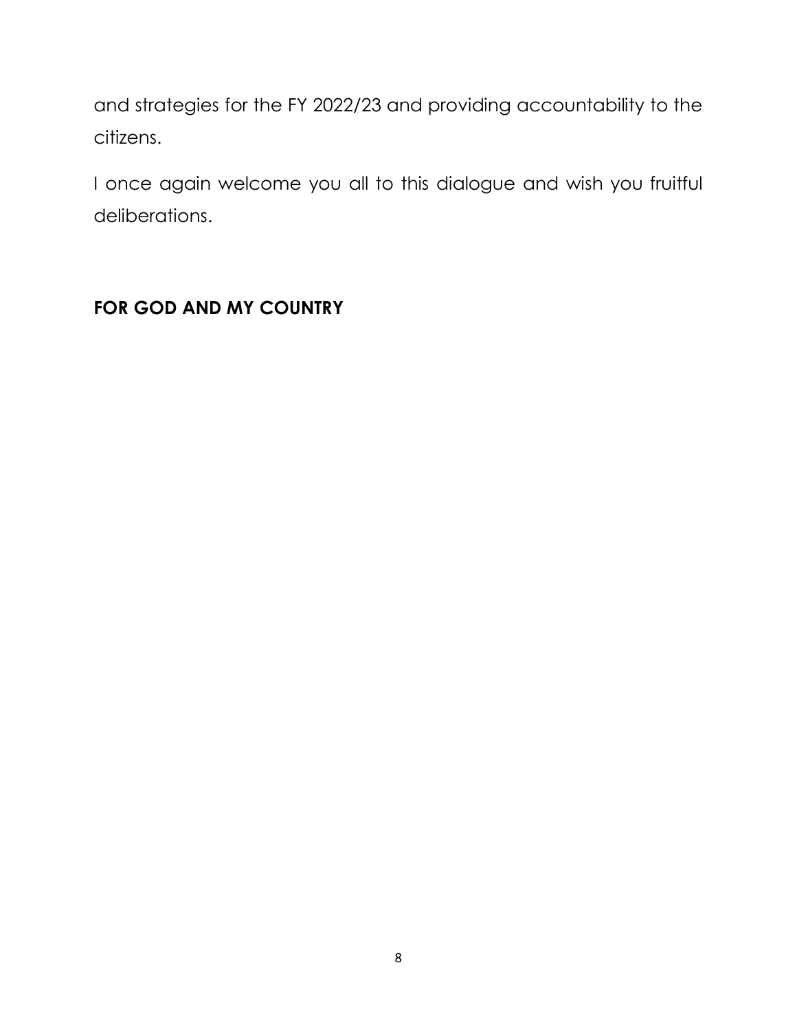and strategies for the FY 2022/23 and providing accountability to the citizens.

I once again welcome you all to this dialogue and wish you fruitful deliberations.

**FOR GOD AND MY COUNTRY**